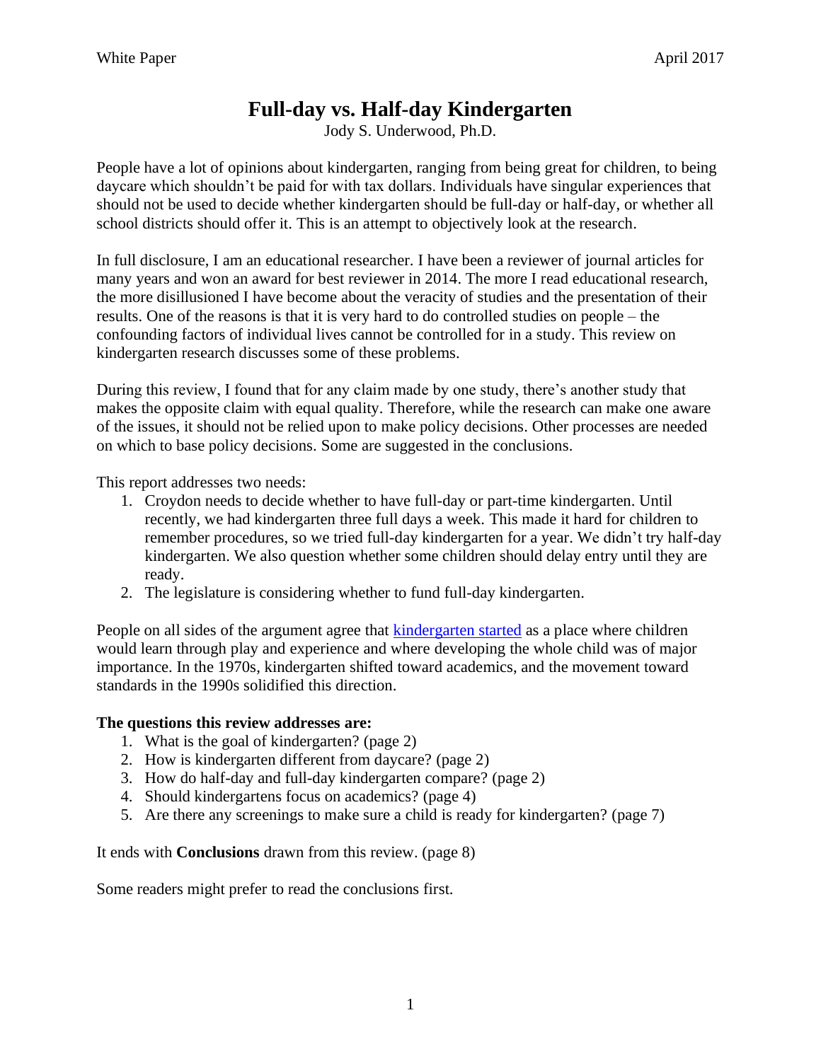White Paper April 2017

# Full-day vs. Half-day Kindergarten

Jody S. Underwood, Ph.D.

People have a lot of opinions about kindergarten, ranging from being great for children, to being daycare which shouldn't be paid for with tax dollars. Individuals have singular experiences that should not be used to decide whether kindergarten should be full-day or half-day, or whether all school districts should offer it. This is an attempt to objectively look at the research.

In full disclosure, I am an educational researcher. I have been a reviewer of journal articles for many years and won an award for best reviewer in 2014. The more I read educational research, the more disillusioned I have become about the veracity of studies and the presentation of their results. One of the reasons is that it is very hard to do controlled studies on people – the confounding factors of individual lives cannot be controlled for in a study. This review on kindergarten research discusses some of these problems.

During this review, I found that for any claim made by one study, there's another study that makes the opposite claim with equal quality. Therefore, while the research can make one aware of the issues, it should not be relied upon to make policy decisions. Other processes are needed on which to base policy decisions. Some are suggested in the conclusions.

This report addresses two needs:

1. Croydon needs to decide whether to have full-day or part-time kindergarten. Until recently, we had kindergarten three full days a week. This made it hard for children to remember procedures, so we tried full-day kindergarten for a year. We didn't try half-day kindergarten. We also question whether some children should delay entry until they are ready.
2. The legislature is considering whether to fund full-day kindergarten.

People on all sides of the argument agree that kindergarten started as a place where children would learn through play and experience and where developing the whole child was of major importance. In the 1970s, kindergarten shifted toward academics, and the movement toward standards in the 1990s solidified this direction.

**The questions this review addresses are:**

1. What is the goal of kindergarten? (page 2)
2. How is kindergarten different from daycare? (page 2)
3. How do half-day and full-day kindergarten compare? (page 2)
4. Should kindergartens focus on academics? (page 4)
5. Are there any screenings to make sure a child is ready for kindergarten? (page 7)

It ends with **Conclusions** drawn from this review. (page 8)

Some readers might prefer to read the conclusions first.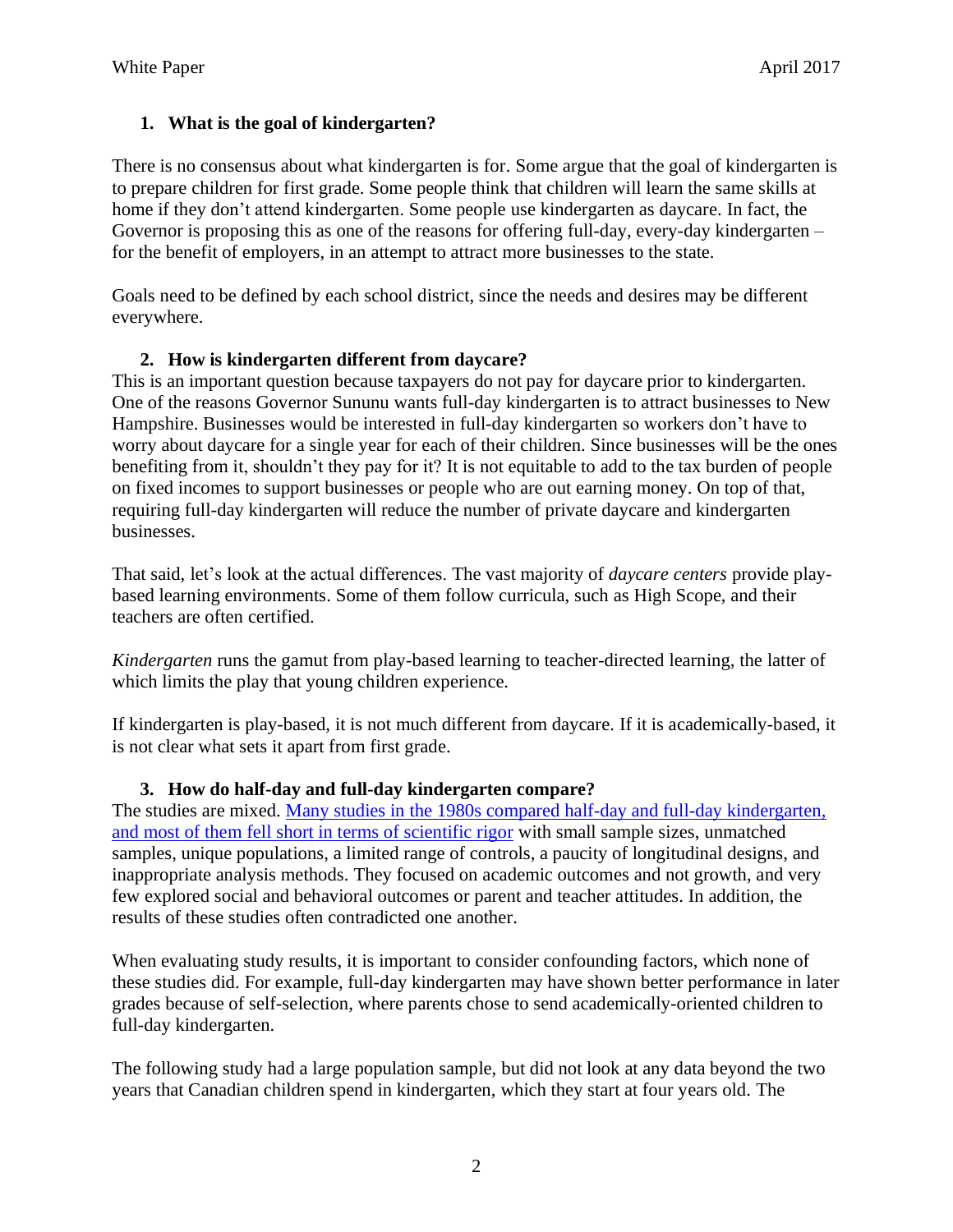1. **What is the goal of kindergarten?**

There is no consensus about what kindergarten is for. Some argue that the goal of kindergarten is to prepare children for first grade. Some people think that children will learn the same skills at home if they don't attend kindergarten. Some people use kindergarten as daycare. In fact, the Governor is proposing this as one of the reasons for offering full-day, every-day kindergarten – for the benefit of employers, in an attempt to attract more businesses to the state.

Goals need to be defined by each school district, since the needs and desires may be different everywhere.

2. **How is kindergarten different from daycare?**

This is an important question because taxpayers do not pay for daycare prior to kindergarten. One of the reasons Governor Sununu wants full-day kindergarten is to attract businesses to New Hampshire. Businesses would be interested in full-day kindergarten so workers don't have to worry about daycare for a single year for each of their children. Since businesses will be the ones benefiting from it, shouldn't they pay for it? It is not equitable to add to the tax burden of people on fixed incomes to support businesses or people who are out earning money. On top of that, requiring full-day kindergarten will reduce the number of private daycare and kindergarten businesses.

That said, let's look at the actual differences. The vast majority of *daycare centers* provide play-based learning environments. Some of them follow curricula, such as High Scope, and their teachers are often certified.

*Kindergarten* runs the gamut from play-based learning to teacher-directed learning, the latter of which limits the play that young children experience.

If kindergarten is play-based, it is not much different from daycare. If it is academically-based, it is not clear what sets it apart from first grade.

3. **How do half-day and full-day kindergarten compare?**

The studies are mixed. Many studies in the 1980s compared half-day and full-day kindergarten, and most of them fell short in terms of scientific rigor with small sample sizes, unmatched samples, unique populations, a limited range of controls, a paucity of longitudinal designs, and inappropriate analysis methods. They focused on academic outcomes and not growth, and very few explored social and behavioral outcomes or parent and teacher attitudes. In addition, the results of these studies often contradicted one another.

When evaluating study results, it is important to consider confounding factors, which none of these studies did. For example, full-day kindergarten may have shown better performance in later grades because of self-selection, where parents chose to send academically-oriented children to full-day kindergarten.

The following study had a large population sample, but did not look at any data beyond the two years that Canadian children spend in kindergarten, which they start at four years old. The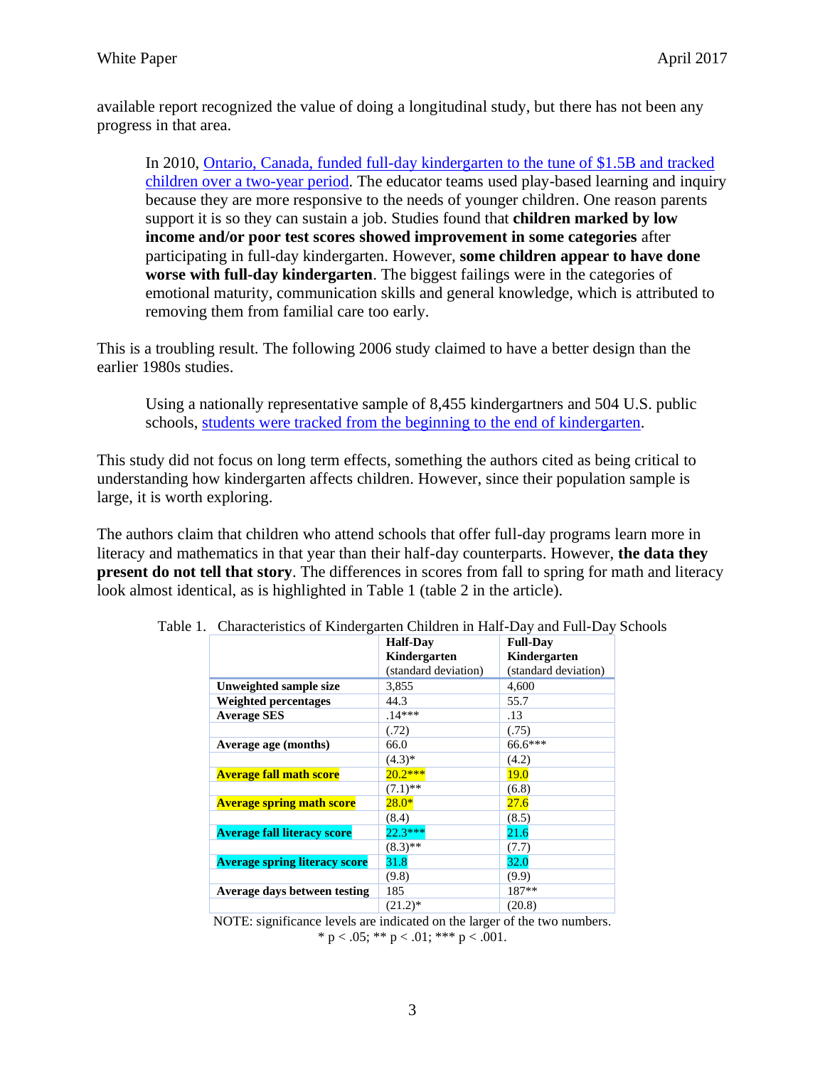available report recognized the value of doing a longitudinal study, but there has not been any progress in that area.

> In 2010, [Ontario, Canada, funded full-day kindergarten to the tune of $1.5B and tracked children over a two-year period](). The educator teams used play-based learning and inquiry because they are more responsive to the needs of younger children. One reason parents support it is so they can sustain a job. Studies found that **children marked by low income and/or poor test scores showed improvement in some categories** after participating in full-day kindergarten. However, **some children appear to have done worse with full-day kindergarten**. The biggest failings were in the categories of emotional maturity, communication skills and general knowledge, which is attributed to removing them from familial care too early.

This is a troubling result. The following 2006 study claimed to have a better design than the earlier 1980s studies.

> Using a nationally representative sample of 8,455 kindergartners and 504 U.S. public schools, [students were tracked from the beginning to the end of kindergarten]().

This study did not focus on long term effects, something the authors cited as being critical to understanding how kindergarten affects children. However, since their population sample is large, it is worth exploring.

The authors claim that children who attend schools that offer full-day programs learn more in literacy and mathematics in that year than their half-day counterparts. However, **the data they present do not tell that story**. The differences in scores from fall to spring for math and literacy look almost identical, as is highlighted in Table 1 (table 2 in the article).

Table 1. Characteristics of Kindergarten Children in Half-Day and Full-Day Schools

| | **Half-Day Kindergarten** (standard deviation) | **Full-Day Kindergarten** (standard deviation) |
|---|---|---|
| **Unweighted sample size** | 3,855 | 4,600 |
| **Weighted percentages** | 44.3 | 55.7 |
| **Average SES** | .14*** | .13 |
| | (.72) | (.75) |
| **Average age (months)** | 66.0 | 66.6*** |
| | (4.3)* | (4.2) |
| **Average fall math score** | 20.2*** | 19.0 |
| | (7.1)** | (6.8) |
| **Average spring math score** | 28.0* | 27.6 |
| | (8.4) | (8.5) |
| **Average fall literacy score** | 22.3*** | 21.6 |
| | (8.3)** | (7.7) |
| **Average spring literacy score** | 31.8 | 32.0 |
| | (9.8) | (9.9) |
| **Average days between testing** | 185 | 187** |
| | (21.2)* | (20.8) |

NOTE: significance levels are indicated on the larger of the two numbers.
* $p < .05$; ** $p < .01$; *** $p < .001$.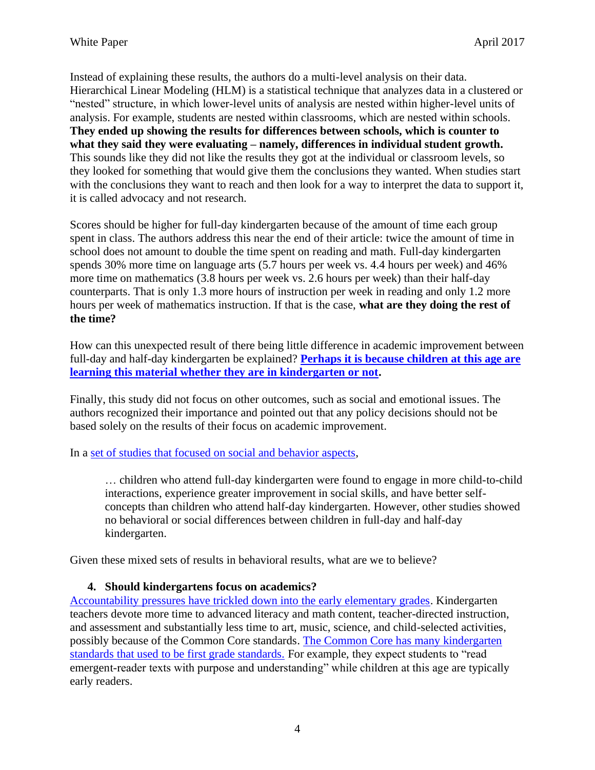Instead of explaining these results, the authors do a multi-level analysis on their data. Hierarchical Linear Modeling (HLM) is a statistical technique that analyzes data in a clustered or "nested" structure, in which lower-level units of analysis are nested within higher-level units of analysis. For example, students are nested within classrooms, which are nested within schools. **They ended up showing the results for differences between schools, which is counter to what they said they were evaluating – namely, differences in individual student growth.** This sounds like they did not like the results they got at the individual or classroom levels, so they looked for something that would give them the conclusions they wanted. When studies start with the conclusions they want to reach and then look for a way to interpret the data to support it, it is called advocacy and not research.

Scores should be higher for full-day kindergarten because of the amount of time each group spent in class. The authors address this near the end of their article: twice the amount of time in school does not amount to double the time spent on reading and math. Full-day kindergarten spends 30% more time on language arts (5.7 hours per week vs. 4.4 hours per week) and 46% more time on mathematics (3.8 hours per week vs. 2.6 hours per week) than their half-day counterparts. That is only 1.3 more hours of instruction per week in reading and only 1.2 more hours per week of mathematics instruction. If that is the case, **what are they doing the rest of the time?**

How can this unexpected result of there being little difference in academic improvement between full-day and half-day kindergarten be explained? **Perhaps it is because children at this age are learning this material whether they are in kindergarten or not.**

Finally, this study did not focus on other outcomes, such as social and emotional issues. The authors recognized their importance and pointed out that any policy decisions should not be based solely on the results of their focus on academic improvement.

In a set of studies that focused on social and behavior aspects,

> … children who attend full-day kindergarten were found to engage in more child-to-child interactions, experience greater improvement in social skills, and have better self-concepts than children who attend half-day kindergarten. However, other studies showed no behavioral or social differences between children in full-day and half-day kindergarten.

Given these mixed sets of results in behavioral results, what are we to believe?

### 4. Should kindergartens focus on academics?

Accountability pressures have trickled down into the early elementary grades. Kindergarten teachers devote more time to advanced literacy and math content, teacher-directed instruction, and assessment and substantially less time to art, music, science, and child-selected activities, possibly because of the Common Core standards. The Common Core has many kindergarten standards that used to be first grade standards. For example, they expect students to "read emergent-reader texts with purpose and understanding" while children at this age are typically early readers.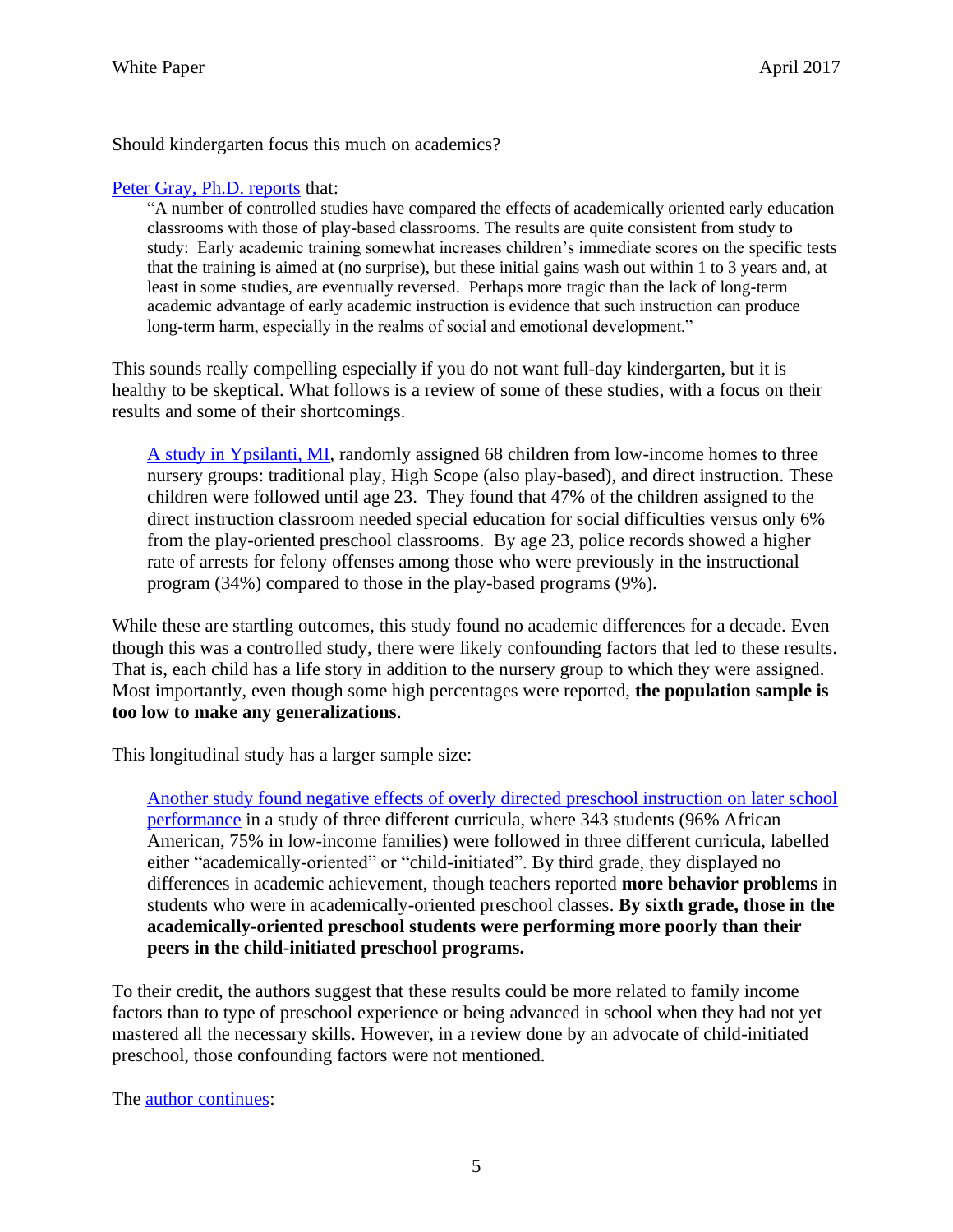Should kindergarten focus this much on academics?

[Peter Gray, Ph.D. reports](#) that:

> "A number of controlled studies have compared the effects of academically oriented early education classrooms with those of play-based classrooms. The results are quite consistent from study to study: Early academic training somewhat increases children's immediate scores on the specific tests that the training is aimed at (no surprise), but these initial gains wash out within 1 to 3 years and, at least in some studies, are eventually reversed. Perhaps more tragic than the lack of long-term academic advantage of early academic instruction is evidence that such instruction can produce long-term harm, especially in the realms of social and emotional development."

This sounds really compelling especially if you do not want full-day kindergarten, but it is healthy to be skeptical. What follows is a review of some of these studies, with a focus on their results and some of their shortcomings.

> [A study in Ypsilanti, MI](#), randomly assigned 68 children from low-income homes to three nursery groups: traditional play, High Scope (also play-based), and direct instruction. These children were followed until age 23. They found that 47% of the children assigned to the direct instruction classroom needed special education for social difficulties versus only 6% from the play-oriented preschool classrooms. By age 23, police records showed a higher rate of arrests for felony offenses among those who were previously in the instructional program (34%) compared to those in the play-based programs (9%).

While these are startling outcomes, this study found no academic differences for a decade. Even though this was a controlled study, there were likely confounding factors that led to these results. That is, each child has a life story in addition to the nursery group to which they were assigned. Most importantly, even though some high percentages were reported, **the population sample is too low to make any generalizations**.

This longitudinal study has a larger sample size:

> [Another study found negative effects of overly directed preschool instruction on later school performance](#) in a study of three different curricula, where 343 students (96% African American, 75% in low-income families) were followed in three different curricula, labelled either "academically-oriented" or "child-initiated". By third grade, they displayed no differences in academic achievement, though teachers reported **more behavior problems** in students who were in academically-oriented preschool classes. **By sixth grade, those in the academically-oriented preschool students were performing more poorly than their peers in the child-initiated preschool programs.**

To their credit, the authors suggest that these results could be more related to family income factors than to type of preschool experience or being advanced in school when they had not yet mastered all the necessary skills. However, in a review done by an advocate of child-initiated preschool, those confounding factors were not mentioned.

The [author continues](#):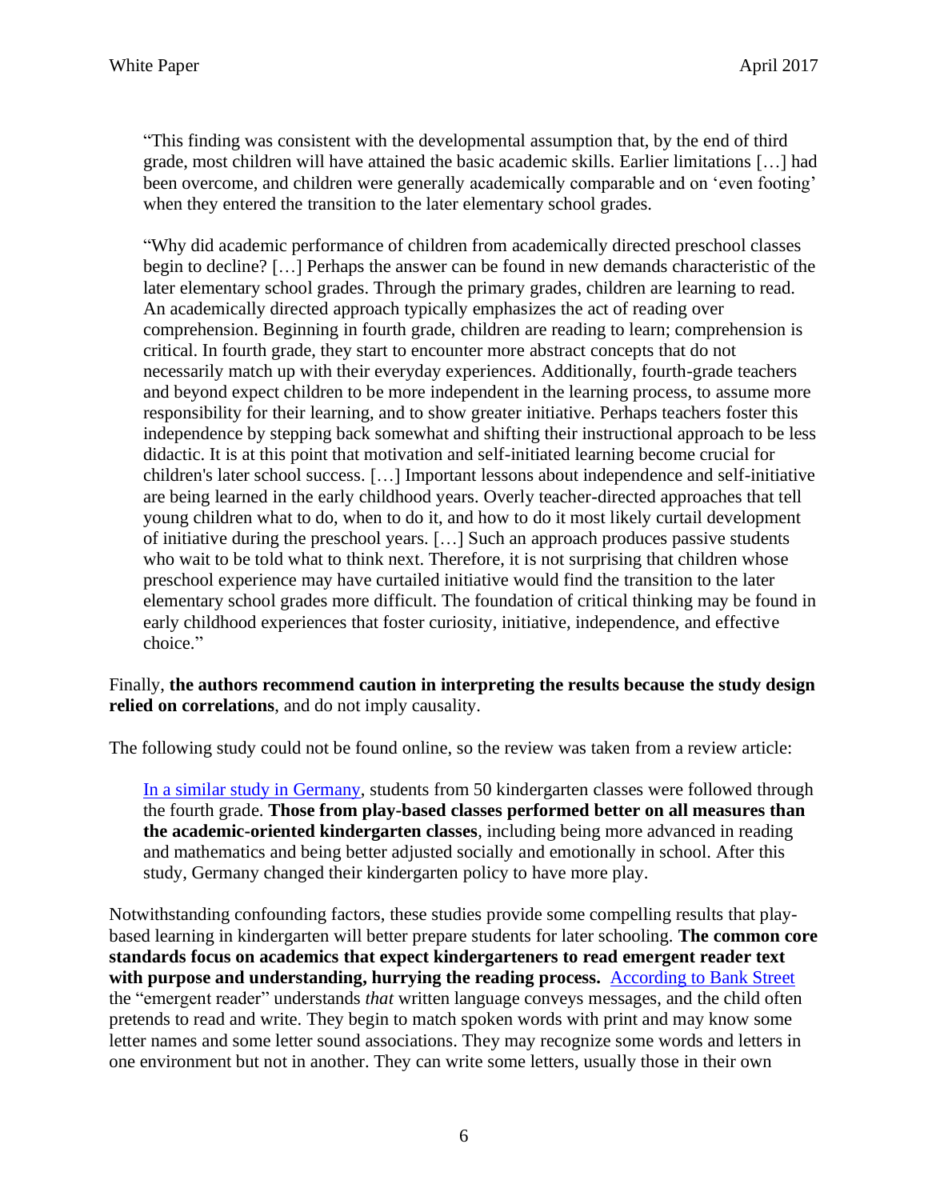> "This finding was consistent with the developmental assumption that, by the end of third grade, most children will have attained the basic academic skills. Earlier limitations […] had been overcome, and children were generally academically comparable and on 'even footing' when they entered the transition to the later elementary school grades.
>
> "Why did academic performance of children from academically directed preschool classes begin to decline? […] Perhaps the answer can be found in new demands characteristic of the later elementary school grades. Through the primary grades, children are learning to read. An academically directed approach typically emphasizes the act of reading over comprehension. Beginning in fourth grade, children are reading to learn; comprehension is critical. In fourth grade, they start to encounter more abstract concepts that do not necessarily match up with their everyday experiences. Additionally, fourth-grade teachers and beyond expect children to be more independent in the learning process, to assume more responsibility for their learning, and to show greater initiative. Perhaps teachers foster this independence by stepping back somewhat and shifting their instructional approach to be less didactic. It is at this point that motivation and self-initiated learning become crucial for children's later school success. […] Important lessons about independence and self-initiative are being learned in the early childhood years. Overly teacher-directed approaches that tell young children what to do, when to do it, and how to do it most likely curtail development of initiative during the preschool years. […] Such an approach produces passive students who wait to be told what to think next. Therefore, it is not surprising that children whose preschool experience may have curtailed initiative would find the transition to the later elementary school grades more difficult. The foundation of critical thinking may be found in early childhood experiences that foster curiosity, initiative, independence, and effective choice."

Finally, **the authors recommend caution in interpreting the results because the study design relied on correlations**, and do not imply causality.

The following study could not be found online, so the review was taken from a review article:

> In a similar study in Germany, students from 50 kindergarten classes were followed through the fourth grade. **Those from play-based classes performed better on all measures than the academic-oriented kindergarten classes**, including being more advanced in reading and mathematics and being better adjusted socially and emotionally in school. After this study, Germany changed their kindergarten policy to have more play.

Notwithstanding confounding factors, these studies provide some compelling results that play-based learning in kindergarten will better prepare students for later schooling. **The common core standards focus on academics that expect kindergarteners to read emergent reader text with purpose and understanding, hurrying the reading process.** According to Bank Street the "emergent reader" understands *that* written language conveys messages, and the child often pretends to read and write. They begin to match spoken words with print and may know some letter names and some letter sound associations. They may recognize some words and letters in one environment but not in another. They can write some letters, usually those in their own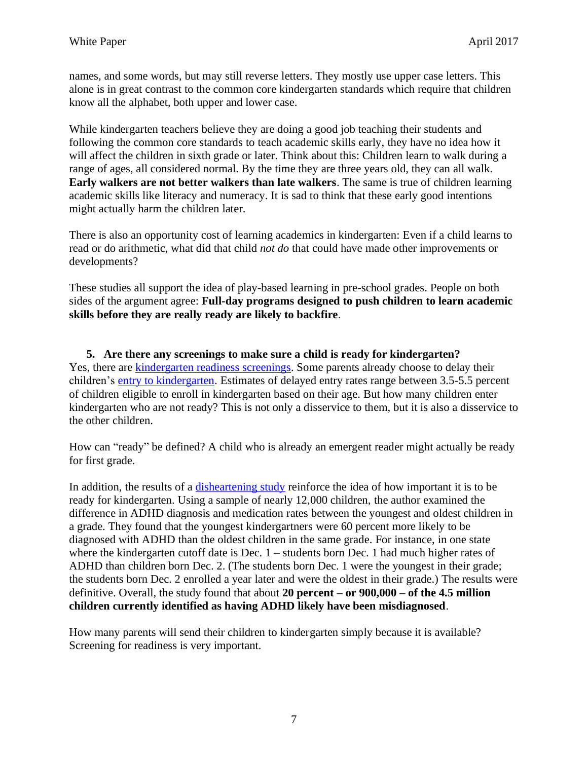names, and some words, but may still reverse letters. They mostly use upper case letters. This alone is in great contrast to the common core kindergarten standards which require that children know all the alphabet, both upper and lower case.

While kindergarten teachers believe they are doing a good job teaching their students and following the common core standards to teach academic skills early, they have no idea how it will affect the children in sixth grade or later. Think about this: Children learn to walk during a range of ages, all considered normal. By the time they are three years old, they can all walk. **Early walkers are not better walkers than late walkers**. The same is true of children learning academic skills like literacy and numeracy. It is sad to think that these early good intentions might actually harm the children later.

There is also an opportunity cost of learning academics in kindergarten: Even if a child learns to read or do arithmetic, what did that child *not do* that could have made other improvements or developments?

These studies all support the idea of play-based learning in pre-school grades. People on both sides of the argument agree: **Full-day programs designed to push children to learn academic skills before they are really ready are likely to backfire**.

### 5. Are there any screenings to make sure a child is ready for kindergarten?

Yes, there are kindergarten readiness screenings. Some parents already choose to delay their children's entry to kindergarten. Estimates of delayed entry rates range between 3.5-5.5 percent of children eligible to enroll in kindergarten based on their age. But how many children enter kindergarten who are not ready? This is not only a disservice to them, but it is also a disservice to the other children.

How can "ready" be defined? A child who is already an emergent reader might actually be ready for first grade.

In addition, the results of a disheartening study reinforce the idea of how important it is to be ready for kindergarten. Using a sample of nearly 12,000 children, the author examined the difference in ADHD diagnosis and medication rates between the youngest and oldest children in a grade. They found that the youngest kindergartners were 60 percent more likely to be diagnosed with ADHD than the oldest children in the same grade. For instance, in one state where the kindergarten cutoff date is Dec. 1 – students born Dec. 1 had much higher rates of ADHD than children born Dec. 2. (The students born Dec. 1 were the youngest in their grade; the students born Dec. 2 enrolled a year later and were the oldest in their grade.) The results were definitive. Overall, the study found that about **20 percent – or 900,000 – of the 4.5 million children currently identified as having ADHD likely have been misdiagnosed**.

How many parents will send their children to kindergarten simply because it is available? Screening for readiness is very important.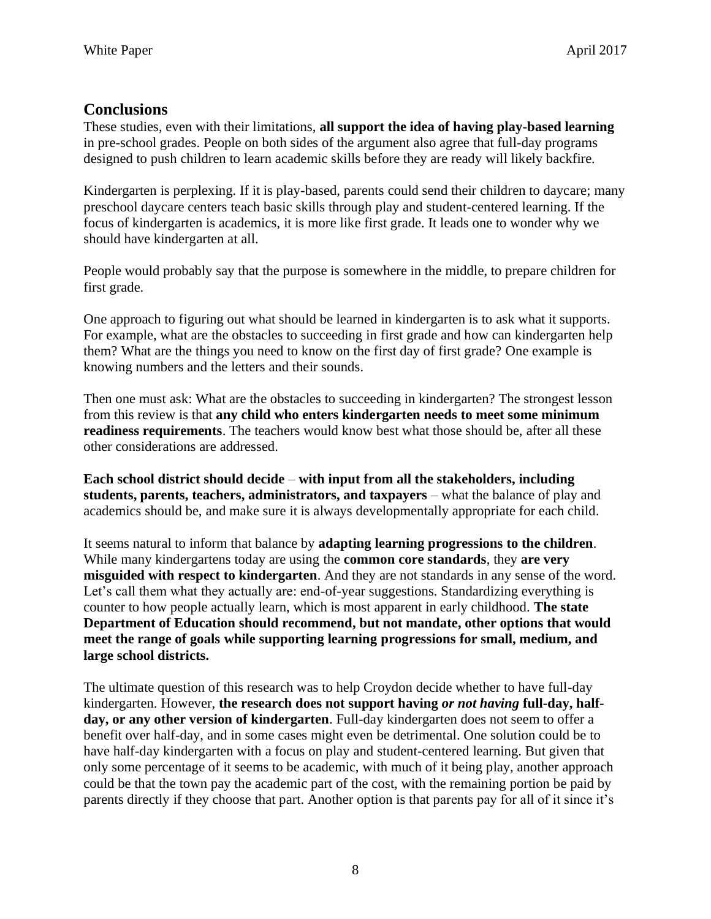## Conclusions

These studies, even with their limitations, **all support the idea of having play-based learning** in pre-school grades. People on both sides of the argument also agree that full-day programs designed to push children to learn academic skills before they are ready will likely backfire.

Kindergarten is perplexing. If it is play-based, parents could send their children to daycare; many preschool daycare centers teach basic skills through play and student-centered learning. If the focus of kindergarten is academics, it is more like first grade. It leads one to wonder why we should have kindergarten at all.

People would probably say that the purpose is somewhere in the middle, to prepare children for first grade.

One approach to figuring out what should be learned in kindergarten is to ask what it supports. For example, what are the obstacles to succeeding in first grade and how can kindergarten help them? What are the things you need to know on the first day of first grade? One example is knowing numbers and the letters and their sounds.

Then one must ask: What are the obstacles to succeeding in kindergarten? The strongest lesson from this review is that **any child who enters kindergarten needs to meet some minimum readiness requirements**. The teachers would know best what those should be, after all these other considerations are addressed.

**Each school district should decide** – **with input from all the stakeholders, including students, parents, teachers, administrators, and taxpayers** – what the balance of play and academics should be, and make sure it is always developmentally appropriate for each child.

It seems natural to inform that balance by **adapting learning progressions to the children**. While many kindergartens today are using the **common core standards**, they **are very misguided with respect to kindergarten**. And they are not standards in any sense of the word. Let's call them what they actually are: end-of-year suggestions. Standardizing everything is counter to how people actually learn, which is most apparent in early childhood. **The state Department of Education should recommend, but not mandate, other options that would meet the range of goals while supporting learning progressions for small, medium, and large school districts.**

The ultimate question of this research was to help Croydon decide whether to have full-day kindergarten. However, **the research does not support having *or not having* full-day, half-day, or any other version of kindergarten**. Full-day kindergarten does not seem to offer a benefit over half-day, and in some cases might even be detrimental. One solution could be to have half-day kindergarten with a focus on play and student-centered learning. But given that only some percentage of it seems to be academic, with much of it being play, another approach could be that the town pay the academic part of the cost, with the remaining portion be paid by parents directly if they choose that part. Another option is that parents pay for all of it since it's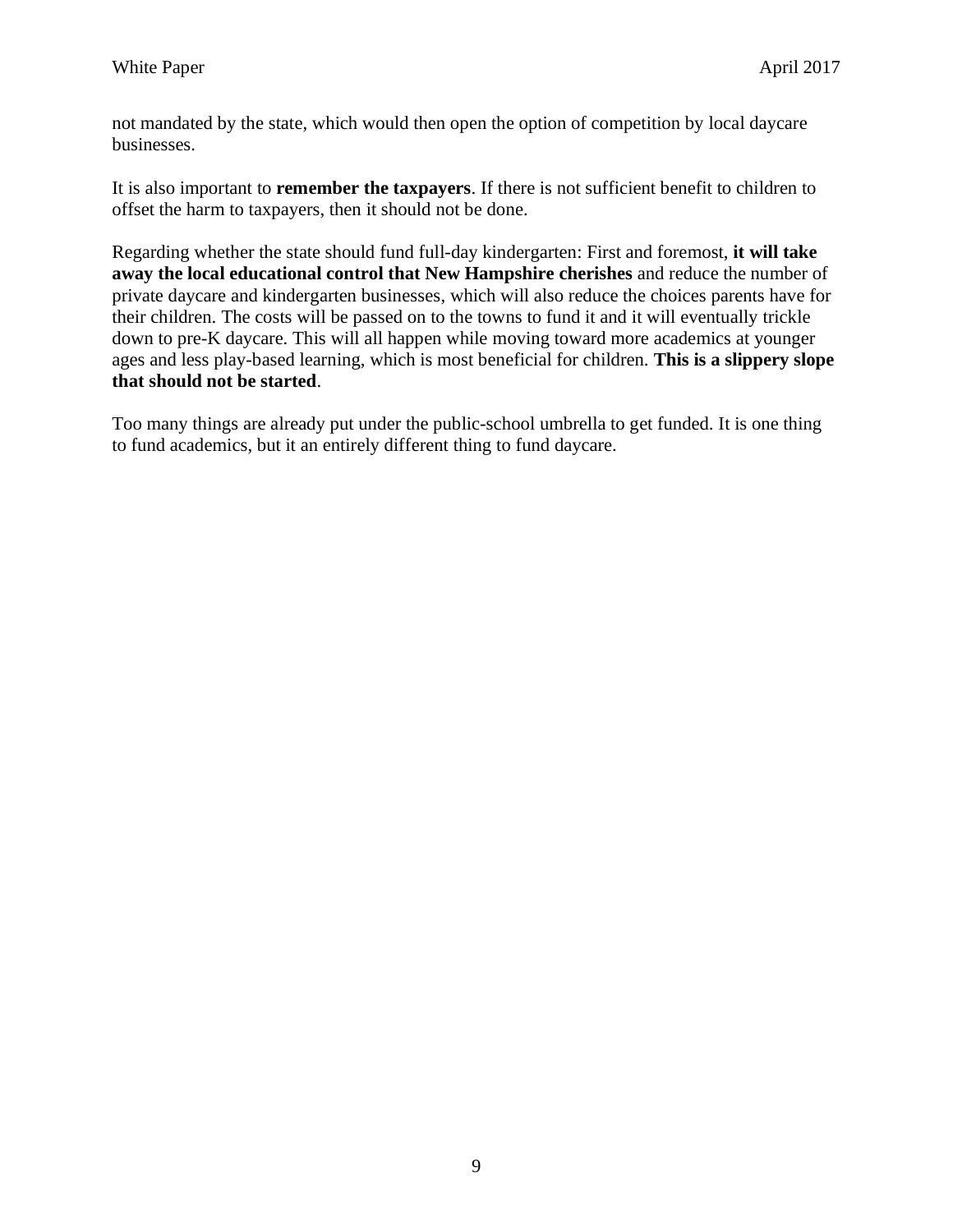not mandated by the state, which would then open the option of competition by local daycare businesses.

It is also important to **remember the taxpayers**. If there is not sufficient benefit to children to offset the harm to taxpayers, then it should not be done.

Regarding whether the state should fund full-day kindergarten: First and foremost, **it will take away the local educational control that New Hampshire cherishes** and reduce the number of private daycare and kindergarten businesses, which will also reduce the choices parents have for their children. The costs will be passed on to the towns to fund it and it will eventually trickle down to pre-K daycare. This will all happen while moving toward more academics at younger ages and less play-based learning, which is most beneficial for children. **This is a slippery slope that should not be started**.

Too many things are already put under the public-school umbrella to get funded. It is one thing to fund academics, but it an entirely different thing to fund daycare.